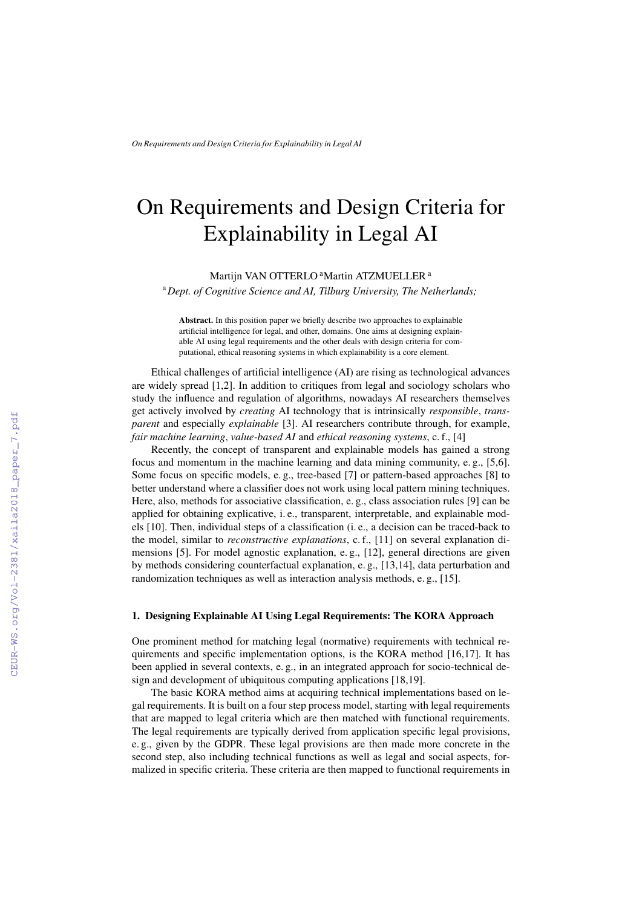# On Requirements and Design Criteria for Explainability in Legal AI

Martijn VAN OTTERLO [a] Martin ATZMUELLER [a]

[a] *Dept. of Cognitive Science and AI, Tilburg University, The Netherlands;*

**Abstract.** In this position paper we briefly describe two approaches to explainable artificial intelligence for legal, and other, domains. One aims at designing explainable AI using legal requirements and the other deals with design criteria for computational, ethical reasoning systems in which explainability is a core element.

Ethical challenges of artificial intelligence (AI) are rising as technological advances are widely spread [1,2]. In addition to critiques from legal and sociology scholars who study the influence and regulation of algorithms, nowadays AI researchers themselves get actively involved by *creating* AI technology that is intrinsically *responsible*, *transparent* and especially *explainable* [3]. AI researchers contribute through, for example, *fair machine learning*, *value-based AI* and *ethical reasoning systems*, c. f., [4]

Recently, the concept of transparent and explainable models has gained a strong focus and momentum in the machine learning and data mining community, e. g., [5,6]. Some focus on specific models, e. g., tree-based [7] or pattern-based approaches [8] to better understand where a classifier does not work using local pattern mining techniques. Here, also, methods for associative classification, e. g., class association rules [9] can be applied for obtaining explicative, i. e., transparent, interpretable, and explainable models [10]. Then, individual steps of a classification (i. e., a decision can be traced-back to the model, similar to *reconstructive explanations*, c. f., [11] on several explanation dimensions [5]. For model agnostic explanation, e. g., [12], general directions are given by methods considering counterfactual explanation, e. g., [13,14], data perturbation and randomization techniques as well as interaction analysis methods, e. g., [15].

## 1. Designing Explainable AI Using Legal Requirements: The KORA Approach

One prominent method for matching legal (normative) requirements with technical requirements and specific implementation options, is the KORA method [16,17]. It has been applied in several contexts, e. g., in an integrated approach for socio-technical design and development of ubiquitous computing applications [18,19].

The basic KORA method aims at acquiring technical implementations based on legal requirements. It is built on a four step process model, starting with legal requirements that are mapped to legal criteria which are then matched with functional requirements. The legal requirements are typically derived from application specific legal provisions, e. g., given by the GDPR. These legal provisions are then made more concrete in the second step, also including technical functions as well as legal and social aspects, formalized in specific criteria. These criteria are then mapped to functional requirements in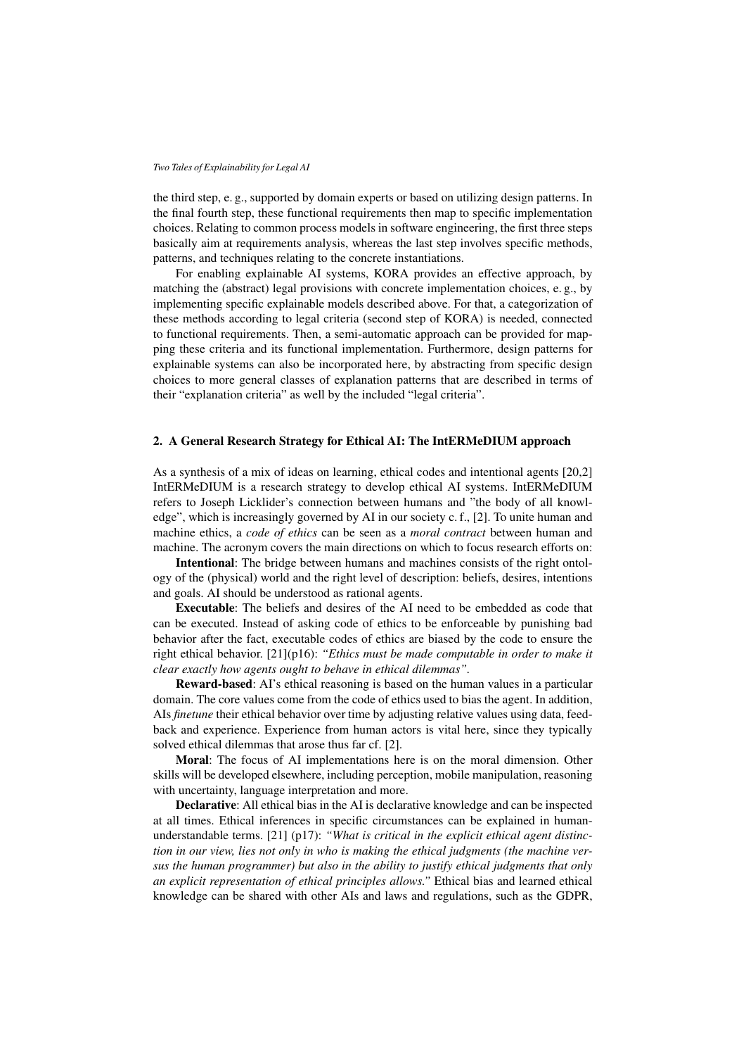the third step, e. g., supported by domain experts or based on utilizing design patterns. In the final fourth step, these functional requirements then map to specific implementation choices. Relating to common process models in software engineering, the first three steps basically aim at requirements analysis, whereas the last step involves specific methods, patterns, and techniques relating to the concrete instantiations.

For enabling explainable AI systems, KORA provides an effective approach, by matching the (abstract) legal provisions with concrete implementation choices, e. g., by implementing specific explainable models described above. For that, a categorization of these methods according to legal criteria (second step of KORA) is needed, connected to functional requirements. Then, a semi-automatic approach can be provided for mapping these criteria and its functional implementation. Furthermore, design patterns for explainable systems can also be incorporated here, by abstracting from specific design choices to more general classes of explanation patterns that are described in terms of their "explanation criteria" as well by the included "legal criteria".

## 2. A General Research Strategy for Ethical AI: The IntERMeDIUM approach

As a synthesis of a mix of ideas on learning, ethical codes and intentional agents [20,2] IntERMeDIUM is a research strategy to develop ethical AI systems. IntERMeDIUM refers to Joseph Licklider's connection between humans and "the body of all knowledge", which is increasingly governed by AI in our society c. f., [2]. To unite human and machine ethics, a *code of ethics* can be seen as a *moral contract* between human and machine. The acronym covers the main directions on which to focus research efforts on:

**Intentional**: The bridge between humans and machines consists of the right ontology of the (physical) world and the right level of description: beliefs, desires, intentions and goals. AI should be understood as rational agents.

**Executable**: The beliefs and desires of the AI need to be embedded as code that can be executed. Instead of asking code of ethics to be enforceable by punishing bad behavior after the fact, executable codes of ethics are biased by the code to ensure the right ethical behavior. [21](p16): *"Ethics must be made computable in order to make it clear exactly how agents ought to behave in ethical dilemmas"*.

**Reward-based**: AI's ethical reasoning is based on the human values in a particular domain. The core values come from the code of ethics used to bias the agent. In addition, AIs *finetune* their ethical behavior over time by adjusting relative values using data, feedback and experience. Experience from human actors is vital here, since they typically solved ethical dilemmas that arose thus far cf. [2].

**Moral**: The focus of AI implementations here is on the moral dimension. Other skills will be developed elsewhere, including perception, mobile manipulation, reasoning with uncertainty, language interpretation and more.

**Declarative**: All ethical bias in the AI is declarative knowledge and can be inspected at all times. Ethical inferences in specific circumstances can be explained in human-understandable terms. [21] (p17): *"What is critical in the explicit ethical agent distinction in our view, lies not only in who is making the ethical judgments (the machine versus the human programmer) but also in the ability to justify ethical judgments that only an explicit representation of ethical principles allows."* Ethical bias and learned ethical knowledge can be shared with other AIs and laws and regulations, such as the GDPR,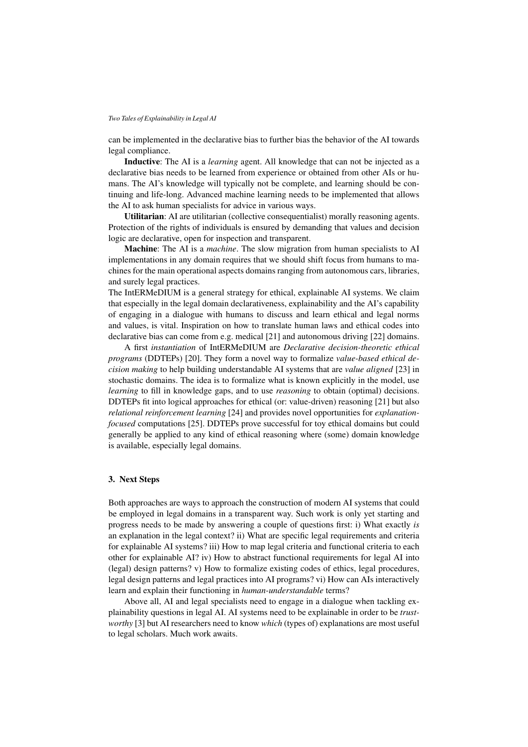can be implemented in the declarative bias to further bias the behavior of the AI towards legal compliance.

**Inductive**: The AI is a *learning* agent. All knowledge that can not be injected as a declarative bias needs to be learned from experience or obtained from other AIs or humans. The AI's knowledge will typically not be complete, and learning should be continuing and life-long. Advanced machine learning needs to be implemented that allows the AI to ask human specialists for advice in various ways.

**Utilitarian**: AI are utilitarian (collective consequentialist) morally reasoning agents. Protection of the rights of individuals is ensured by demanding that values and decision logic are declarative, open for inspection and transparent.

**Machine**: The AI is a *machine*. The slow migration from human specialists to AI implementations in any domain requires that we should shift focus from humans to machines for the main operational aspects domains ranging from autonomous cars, libraries, and surely legal practices.

The IntERMeDIUM is a general strategy for ethical, explainable AI systems. We claim that especially in the legal domain declarativeness, explainability and the AI's capability of engaging in a dialogue with humans to discuss and learn ethical and legal norms and values, is vital. Inspiration on how to translate human laws and ethical codes into declarative bias can come from e.g. medical [21] and autonomous driving [22] domains.

A first *instantiation* of IntERMeDIUM are *Declarative decision-theoretic ethical programs* (DDTEPs) [20]. They form a novel way to formalize *value-based ethical decision making* to help building understandable AI systems that are *value aligned* [23] in stochastic domains. The idea is to formalize what is known explicitly in the model, use *learning* to fill in knowledge gaps, and to use *reasoning* to obtain (optimal) decisions. DDTEPs fit into logical approaches for ethical (or: value-driven) reasoning [21] but also *relational reinforcement learning* [24] and provides novel opportunities for *explanation-focused* computations [25]. DDTEPs prove successful for toy ethical domains but could generally be applied to any kind of ethical reasoning where (some) domain knowledge is available, especially legal domains.

### 3. Next Steps

Both approaches are ways to approach the construction of modern AI systems that could be employed in legal domains in a transparent way. Such work is only yet starting and progress needs to be made by answering a couple of questions first: i) What exactly *is* an explanation in the legal context? ii) What are specific legal requirements and criteria for explainable AI systems? iii) How to map legal criteria and functional criteria to each other for explainable AI? iv) How to abstract functional requirements for legal AI into (legal) design patterns? v) How to formalize existing codes of ethics, legal procedures, legal design patterns and legal practices into AI programs? vi) How can AIs interactively learn and explain their functioning in *human-understandable* terms?

Above all, AI and legal specialists need to engage in a dialogue when tackling explainability questions in legal AI. AI systems need to be explainable in order to be *trustworthy* [3] but AI researchers need to know *which* (types of) explanations are most useful to legal scholars. Much work awaits.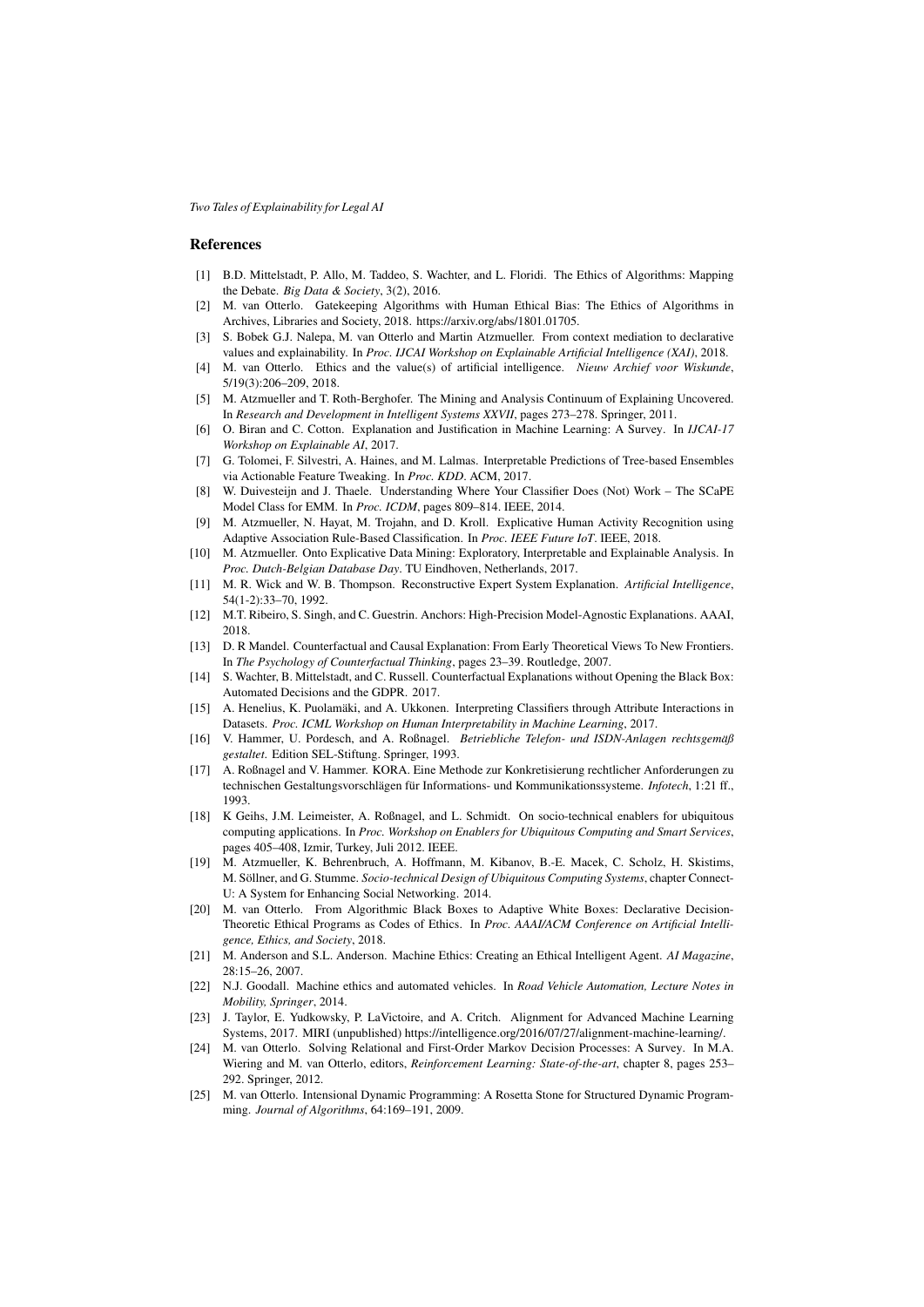## References

[1] B.D. Mittelstadt, P. Allo, M. Taddeo, S. Wachter, and L. Floridi. The Ethics of Algorithms: Mapping the Debate. *Big Data & Society*, 3(2), 2016.

[2] M. van Otterlo. Gatekeeping Algorithms with Human Ethical Bias: The Ethics of Algorithms in Archives, Libraries and Society, 2018. https://arxiv.org/abs/1801.01705.

[3] S. Bobek G.J. Nalepa, M. van Otterlo and Martin Atzmueller. From context mediation to declarative values and explainability. In *Proc. IJCAI Workshop on Explainable Artificial Intelligence (XAI)*, 2018.

[4] M. van Otterlo. Ethics and the value(s) of artificial intelligence. *Nieuw Archief voor Wiskunde*, 5/19(3):206–209, 2018.

[5] M. Atzmueller and T. Roth-Berghofer. The Mining and Analysis Continuum of Explaining Uncovered. In *Research and Development in Intelligent Systems XXVII*, pages 273–278. Springer, 2011.

[6] O. Biran and C. Cotton. Explanation and Justification in Machine Learning: A Survey. In *IJCAI-17 Workshop on Explainable AI*, 2017.

[7] G. Tolomei, F. Silvestri, A. Haines, and M. Lalmas. Interpretable Predictions of Tree-based Ensembles via Actionable Feature Tweaking. In *Proc. KDD*. ACM, 2017.

[8] W. Duivesteijn and J. Thaele. Understanding Where Your Classifier Does (Not) Work – The SCaPE Model Class for EMM. In *Proc. ICDM*, pages 809–814. IEEE, 2014.

[9] M. Atzmueller, N. Hayat, M. Trojahn, and D. Kroll. Explicative Human Activity Recognition using Adaptive Association Rule-Based Classification. In *Proc. IEEE Future IoT*. IEEE, 2018.

[10] M. Atzmueller. Onto Explicative Data Mining: Exploratory, Interpretable and Explainable Analysis. In *Proc. Dutch-Belgian Database Day*. TU Eindhoven, Netherlands, 2017.

[11] M. R. Wick and W. B. Thompson. Reconstructive Expert System Explanation. *Artificial Intelligence*, 54(1-2):33–70, 1992.

[12] M.T. Ribeiro, S. Singh, and C. Guestrin. Anchors: High-Precision Model-Agnostic Explanations. AAAI, 2018.

[13] D. R Mandel. Counterfactual and Causal Explanation: From Early Theoretical Views To New Frontiers. In *The Psychology of Counterfactual Thinking*, pages 23–39. Routledge, 2007.

[14] S. Wachter, B. Mittelstadt, and C. Russell. Counterfactual Explanations without Opening the Black Box: Automated Decisions and the GDPR. 2017.

[15] A. Henelius, K. Puolamäki, and A. Ukkonen. Interpreting Classifiers through Attribute Interactions in Datasets. *Proc. ICML Workshop on Human Interpretability in Machine Learning*, 2017.

[16] V. Hammer, U. Pordesch, and A. Roßnagel. *Betriebliche Telefon- und ISDN-Anlagen rechtsgemäß gestaltet*. Edition SEL-Stiftung. Springer, 1993.

[17] A. Roßnagel and V. Hammer. KORA. Eine Methode zur Konkretisierung rechtlicher Anforderungen zu technischen Gestaltungsvorschlägen für Informations- und Kommunikationssysteme. *Infotech*, 1:21 ff., 1993.

[18] K Geihs, J.M. Leimeister, A. Roßnagel, and L. Schmidt. On socio-technical enablers for ubiquitous computing applications. In *Proc. Workshop on Enablers for Ubiquitous Computing and Smart Services*, pages 405–408, Izmir, Turkey, Juli 2012. IEEE.

[19] M. Atzmueller, K. Behrenbruch, A. Hoffmann, M. Kibanov, B.-E. Macek, C. Scholz, H. Skistims, M. Söllner, and G. Stumme. *Socio-technical Design of Ubiquitous Computing Systems*, chapter Connect-U: A System for Enhancing Social Networking. 2014.

[20] M. van Otterlo. From Algorithmic Black Boxes to Adaptive White Boxes: Declarative Decision-Theoretic Ethical Programs as Codes of Ethics. In *Proc. AAAI/ACM Conference on Artificial Intelligence, Ethics, and Society*, 2018.

[21] M. Anderson and S.L. Anderson. Machine Ethics: Creating an Ethical Intelligent Agent. *AI Magazine*, 28:15–26, 2007.

[22] N.J. Goodall. Machine ethics and automated vehicles. In *Road Vehicle Automation, Lecture Notes in Mobility, Springer*, 2014.

[23] J. Taylor, E. Yudkowsky, P. LaVictoire, and A. Critch. Alignment for Advanced Machine Learning Systems, 2017. MIRI (unpublished) https://intelligence.org/2016/07/27/alignment-machine-learning/.

[24] M. van Otterlo. Solving Relational and First-Order Markov Decision Processes: A Survey. In M.A. Wiering and M. van Otterlo, editors, *Reinforcement Learning: State-of-the-art*, chapter 8, pages 253–292. Springer, 2012.

[25] M. van Otterlo. Intensional Dynamic Programming: A Rosetta Stone for Structured Dynamic Programming. *Journal of Algorithms*, 64:169–191, 2009.